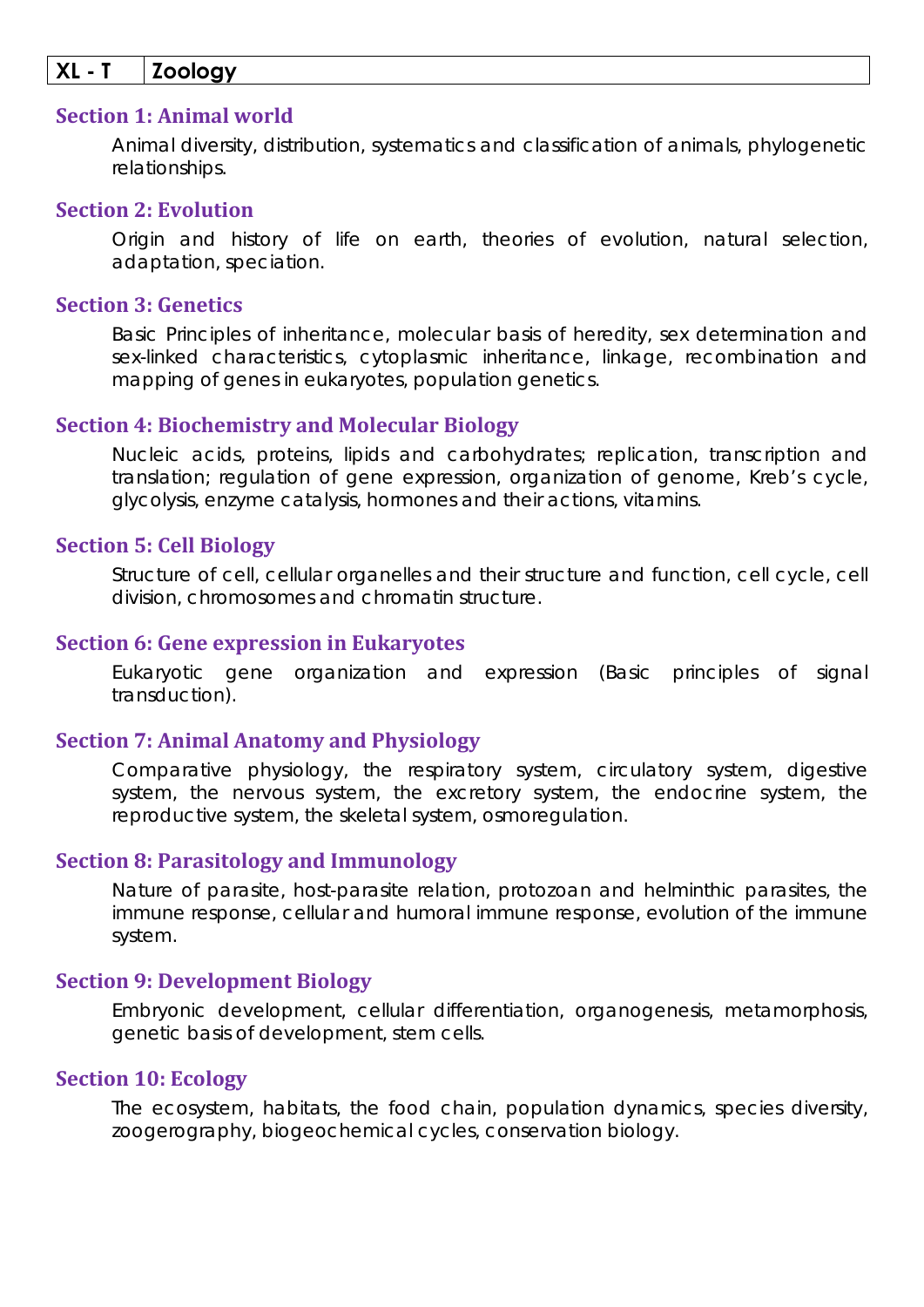| XL - T | Zoology |
|---|---|

## Section 1: Animal world

Animal diversity, distribution, systematics and classification of animals, phylogenetic relationships.

## Section 2: Evolution

Origin and history of life on earth, theories of evolution, natural selection, adaptation, speciation.

## Section 3: Genetics

Basic Principles of inheritance, molecular basis of heredity, sex determination and sex-linked characteristics, cytoplasmic inheritance, linkage, recombination and mapping of genes in eukaryotes, population genetics.

## Section 4: Biochemistry and Molecular Biology

Nucleic acids, proteins, lipids and carbohydrates; replication, transcription and translation; regulation of gene expression, organization of genome, Kreb's cycle, glycolysis, enzyme catalysis, hormones and their actions, vitamins.

## Section 5: Cell Biology

Structure of cell, cellular organelles and their structure and function, cell cycle, cell division, chromosomes and chromatin structure.

## Section 6: Gene expression in Eukaryotes

Eukaryotic gene organization and expression (Basic principles of signal transduction).

## Section 7: Animal Anatomy and Physiology

Comparative physiology, the respiratory system, circulatory system, digestive system, the nervous system, the excretory system, the endocrine system, the reproductive system, the skeletal system, osmoregulation.

## Section 8: Parasitology and Immunology

Nature of parasite, host-parasite relation, protozoan and helminthic parasites, the immune response, cellular and humoral immune response, evolution of the immune system.

## Section 9: Development Biology

Embryonic development, cellular differentiation, organogenesis, metamorphosis, genetic basis of development, stem cells.

## Section 10: Ecology

The ecosystem, habitats, the food chain, population dynamics, species diversity, zoogerography, biogeochemical cycles, conservation biology.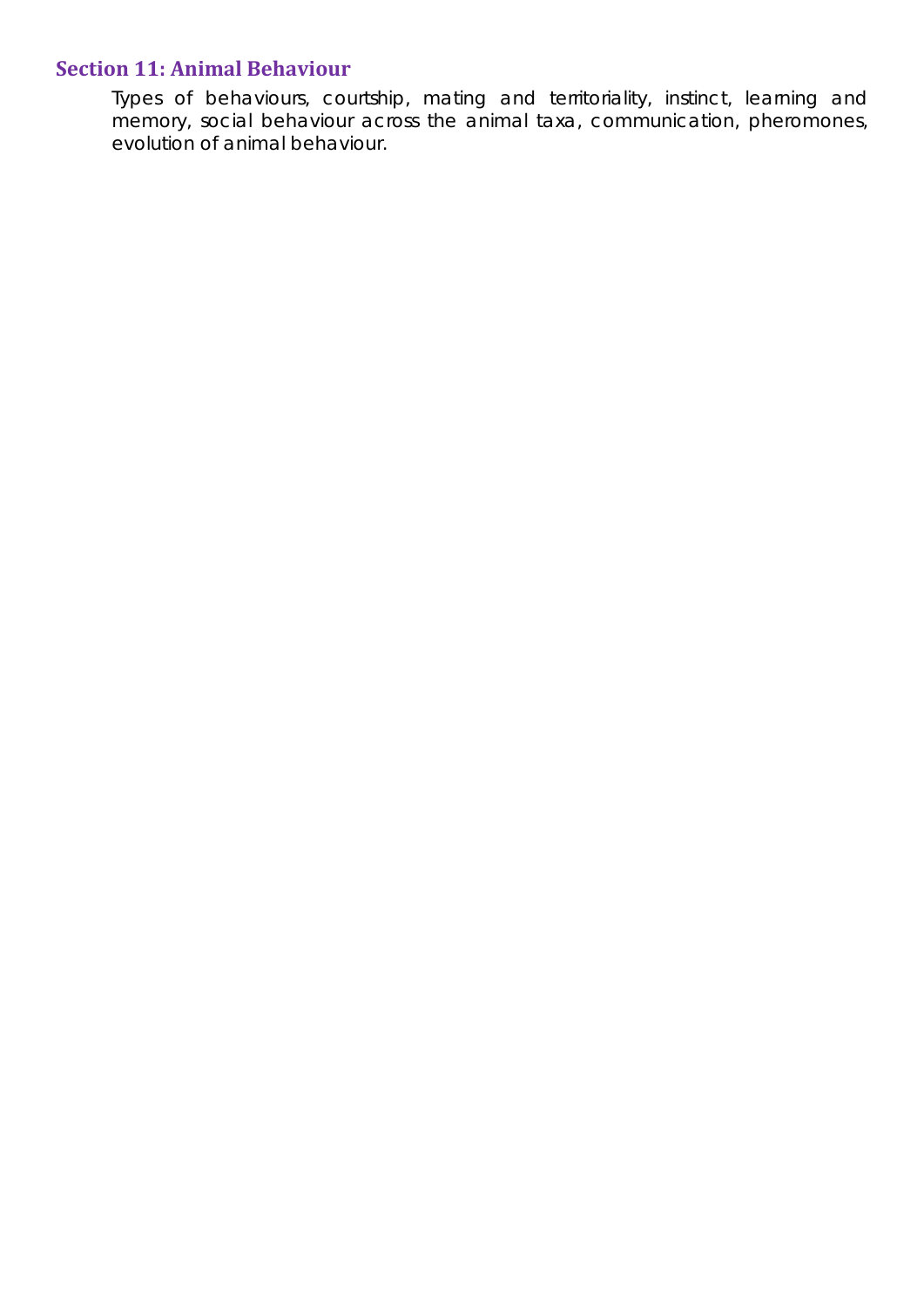## Section 11: Animal Behaviour

Types of behaviours, courtship, mating and territoriality, instinct, learning and memory, social behaviour across the animal taxa, communication, pheromones, evolution of animal behaviour.